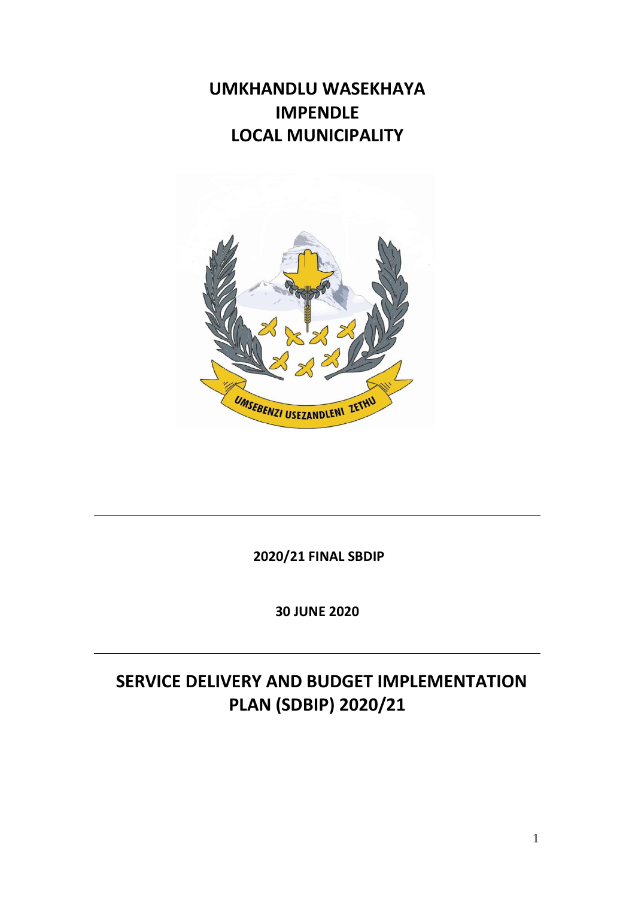# UMKHANDLU WASEKHAYA
# IMPENDLE
# LOCAL MUNICIPALITY

**2020/21 FINAL SBDIP**

**30 JUNE 2020**

# SERVICE DELIVERY AND BUDGET IMPLEMENTATION PLAN (SDBIP) 2020/21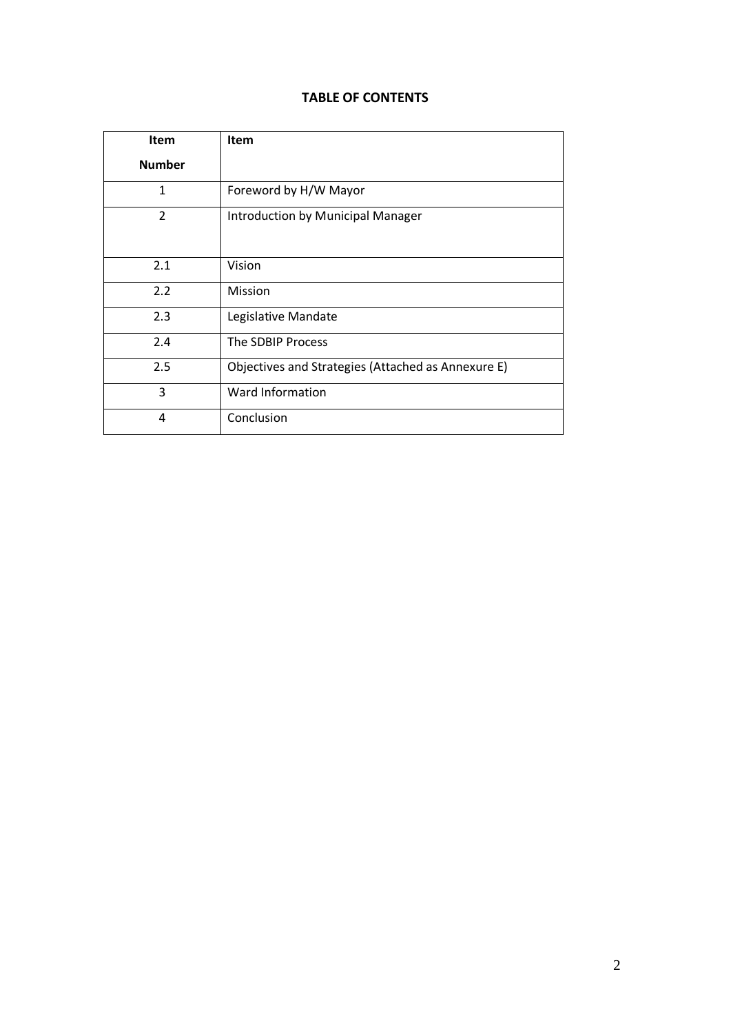**TABLE OF CONTENTS**

| Item Number | Item |
|---|---|
| 1 | Foreword by H/W Mayor |
| 2 | Introduction by Municipal Manager |
| 2.1 | Vision |
| 2.2 | Mission |
| 2.3 | Legislative Mandate |
| 2.4 | The SDBIP Process |
| 2.5 | Objectives and Strategies (Attached as Annexure E) |
| 3 | Ward Information |
| 4 | Conclusion |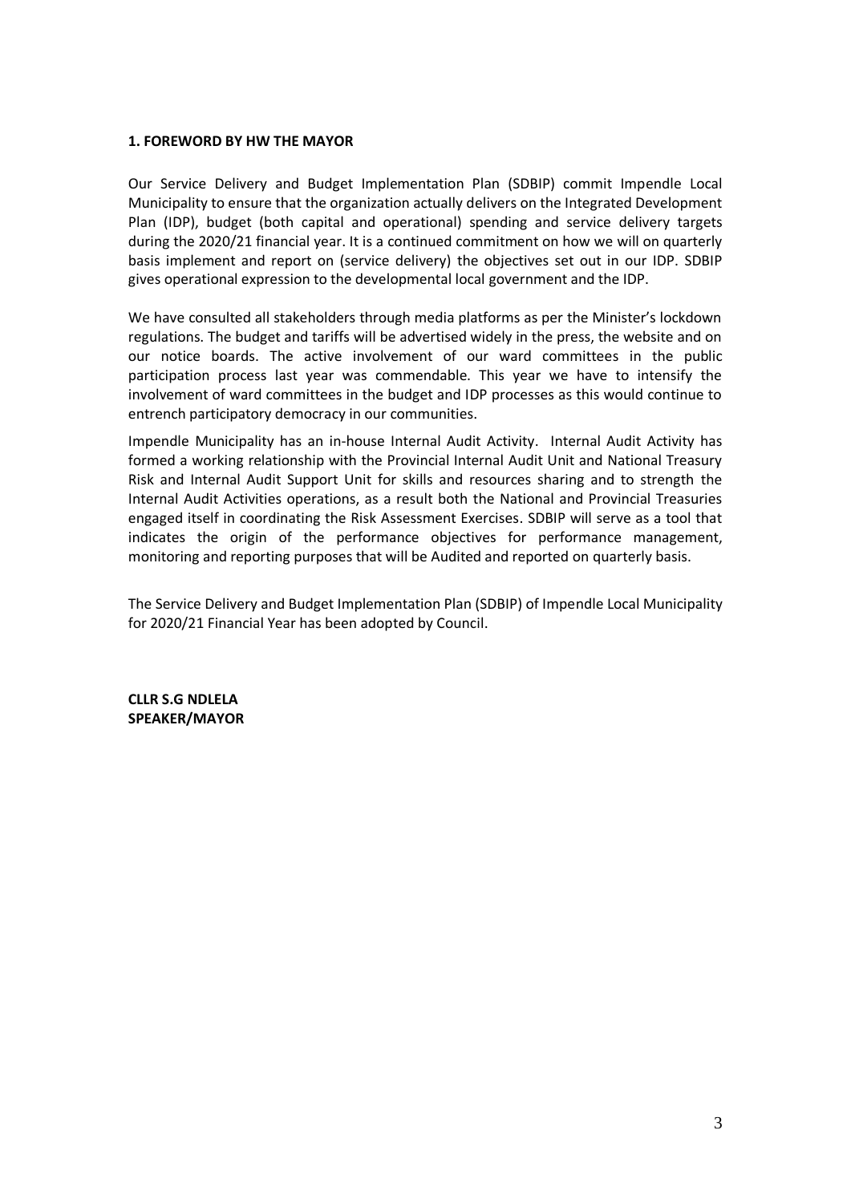## 1. FOREWORD BY HW THE MAYOR

Our Service Delivery and Budget Implementation Plan (SDBIP) commit Impendle Local Municipality to ensure that the organization actually delivers on the Integrated Development Plan (IDP), budget (both capital and operational) spending and service delivery targets during the 2020/21 financial year. It is a continued commitment on how we will on quarterly basis implement and report on (service delivery) the objectives set out in our IDP. SDBIP gives operational expression to the developmental local government and the IDP.

We have consulted all stakeholders through media platforms as per the Minister's lockdown regulations. The budget and tariffs will be advertised widely in the press, the website and on our notice boards. The active involvement of our ward committees in the public participation process last year was commendable. This year we have to intensify the involvement of ward committees in the budget and IDP processes as this would continue to entrench participatory democracy in our communities.

Impendle Municipality has an in-house Internal Audit Activity. Internal Audit Activity has formed a working relationship with the Provincial Internal Audit Unit and National Treasury Risk and Internal Audit Support Unit for skills and resources sharing and to strength the Internal Audit Activities operations, as a result both the National and Provincial Treasuries engaged itself in coordinating the Risk Assessment Exercises. SDBIP will serve as a tool that indicates the origin of the performance objectives for performance management, monitoring and reporting purposes that will be Audited and reported on quarterly basis.

The Service Delivery and Budget Implementation Plan (SDBIP) of Impendle Local Municipality for 2020/21 Financial Year has been adopted by Council.

**CLLR S.G NDLELA**
**SPEAKER/MAYOR**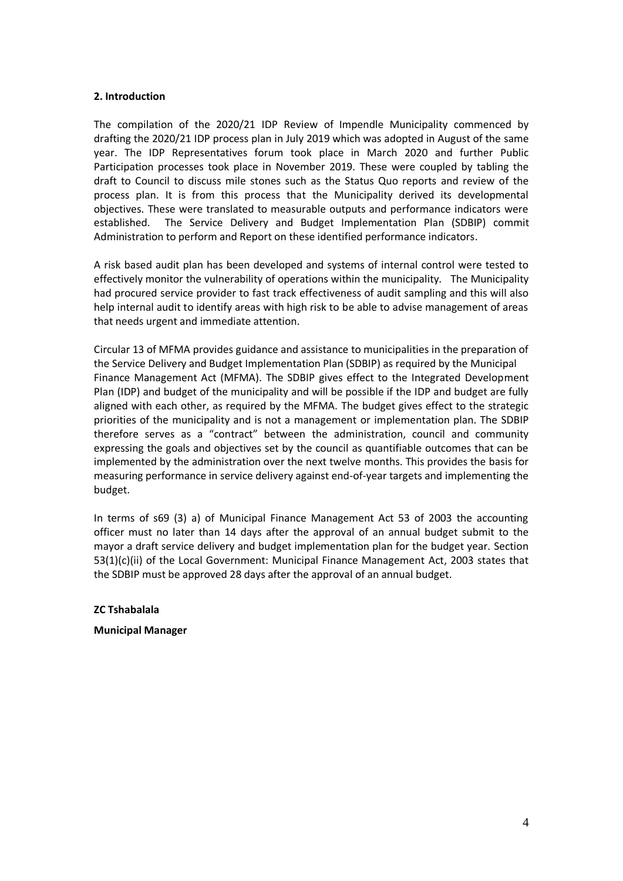**2. Introduction**

The compilation of the 2020/21 IDP Review of Impendle Municipality commenced by drafting the 2020/21 IDP process plan in July 2019 which was adopted in August of the same year. The IDP Representatives forum took place in March 2020 and further Public Participation processes took place in November 2019. These were coupled by tabling the draft to Council to discuss mile stones such as the Status Quo reports and review of the process plan. It is from this process that the Municipality derived its developmental objectives. These were translated to measurable outputs and performance indicators were established. The Service Delivery and Budget Implementation Plan (SDBIP) commit Administration to perform and Report on these identified performance indicators.

A risk based audit plan has been developed and systems of internal control were tested to effectively monitor the vulnerability of operations within the municipality. The Municipality had procured service provider to fast track effectiveness of audit sampling and this will also help internal audit to identify areas with high risk to be able to advise management of areas that needs urgent and immediate attention.

Circular 13 of MFMA provides guidance and assistance to municipalities in the preparation of the Service Delivery and Budget Implementation Plan (SDBIP) as required by the Municipal Finance Management Act (MFMA). The SDBIP gives effect to the Integrated Development Plan (IDP) and budget of the municipality and will be possible if the IDP and budget are fully aligned with each other, as required by the MFMA. The budget gives effect to the strategic priorities of the municipality and is not a management or implementation plan. The SDBIP therefore serves as a "contract" between the administration, council and community expressing the goals and objectives set by the council as quantifiable outcomes that can be implemented by the administration over the next twelve months. This provides the basis for measuring performance in service delivery against end-of-year targets and implementing the budget.

In terms of s69 (3) a) of Municipal Finance Management Act 53 of 2003 the accounting officer must no later than 14 days after the approval of an annual budget submit to the mayor a draft service delivery and budget implementation plan for the budget year. Section 53(1)(c)(ii) of the Local Government: Municipal Finance Management Act, 2003 states that the SDBIP must be approved 28 days after the approval of an annual budget.

**ZC Tshabalala**

**Municipal Manager**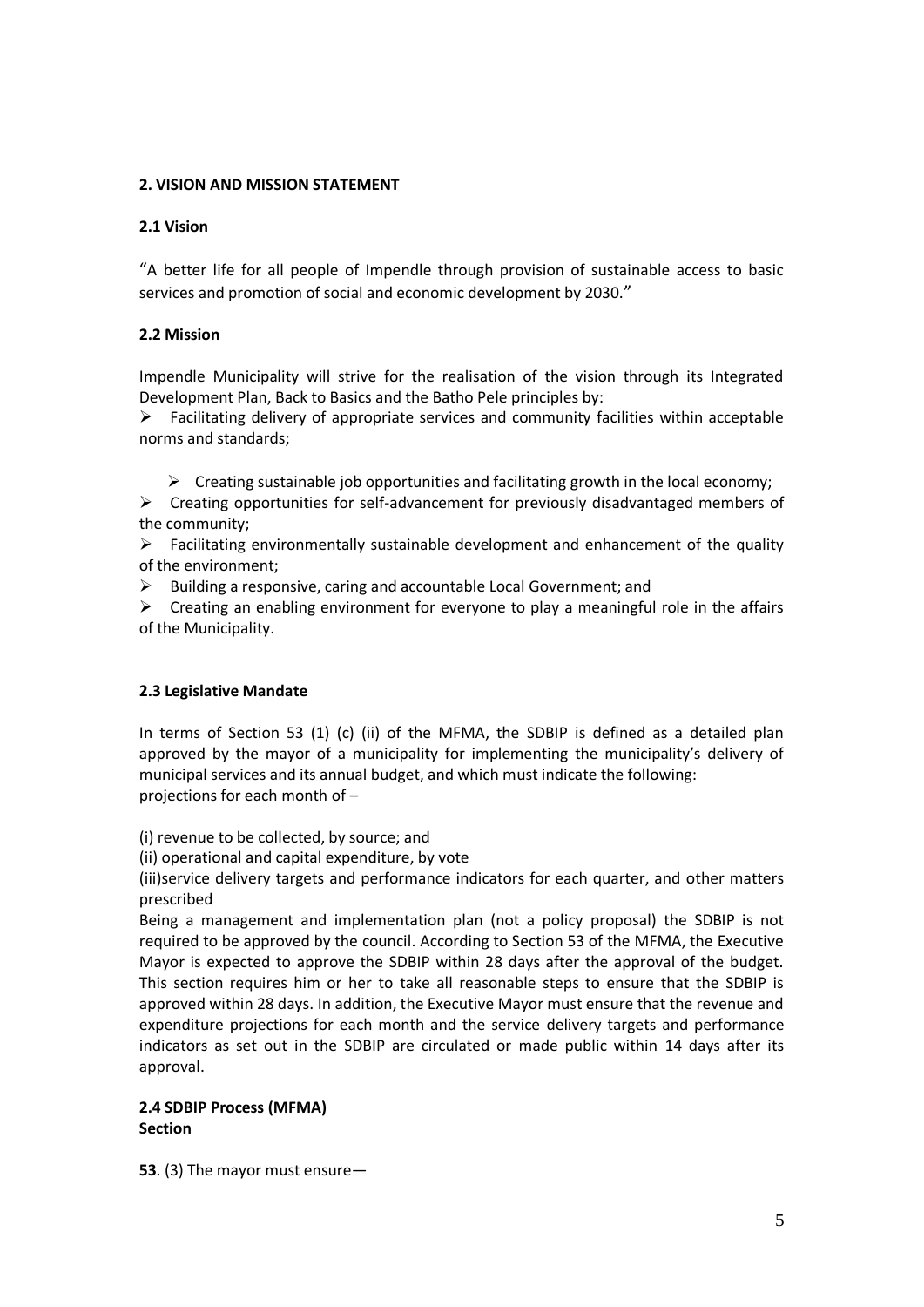## 2. VISION AND MISSION STATEMENT

### 2.1 Vision

"A better life for all people of Impendle through provision of sustainable access to basic services and promotion of social and economic development by 2030."

### 2.2 Mission

Impendle Municipality will strive for the realisation of the vision through its Integrated Development Plan, Back to Basics and the Batho Pele principles by:

- Facilitating delivery of appropriate services and community facilities within acceptable norms and standards;
- Creating sustainable job opportunities and facilitating growth in the local economy;
- Creating opportunities for self-advancement for previously disadvantaged members of the community;
- Facilitating environmentally sustainable development and enhancement of the quality of the environment;
- Building a responsive, caring and accountable Local Government; and
- Creating an enabling environment for everyone to play a meaningful role in the affairs of the Municipality.

### 2.3 Legislative Mandate

In terms of Section 53 (1) (c) (ii) of the MFMA, the SDBIP is defined as a detailed plan approved by the mayor of a municipality for implementing the municipality's delivery of municipal services and its annual budget, and which must indicate the following:
projections for each month of –

(i) revenue to be collected, by source; and

(ii) operational and capital expenditure, by vote

(iii)service delivery targets and performance indicators for each quarter, and other matters prescribed

Being a management and implementation plan (not a policy proposal) the SDBIP is not required to be approved by the council. According to Section 53 of the MFMA, the Executive Mayor is expected to approve the SDBIP within 28 days after the approval of the budget. This section requires him or her to take all reasonable steps to ensure that the SDBIP is approved within 28 days. In addition, the Executive Mayor must ensure that the revenue and expenditure projections for each month and the service delivery targets and performance indicators as set out in the SDBIP are circulated or made public within 14 days after its approval.

### 2.4 SDBIP Process (MFMA)
**Section**

**53**. (3) The mayor must ensure—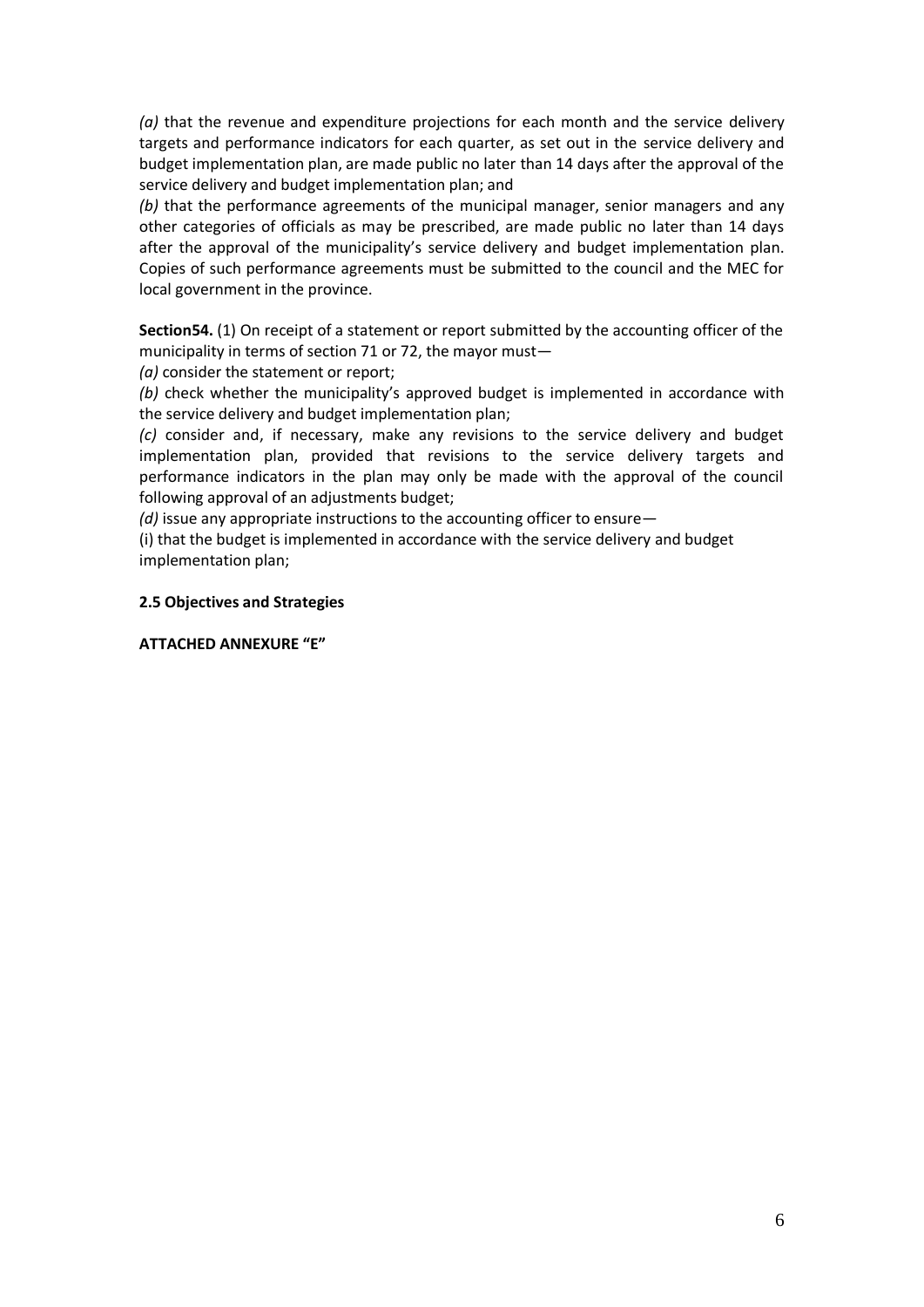*(a)* that the revenue and expenditure projections for each month and the service delivery targets and performance indicators for each quarter, as set out in the service delivery and budget implementation plan, are made public no later than 14 days after the approval of the service delivery and budget implementation plan; and
*(b)* that the performance agreements of the municipal manager, senior managers and any other categories of officials as may be prescribed, are made public no later than 14 days after the approval of the municipality's service delivery and budget implementation plan. Copies of such performance agreements must be submitted to the council and the MEC for local government in the province.

**Section54.** (1) On receipt of a statement or report submitted by the accounting officer of the municipality in terms of section 71 or 72, the mayor must—
*(a)* consider the statement or report;
*(b)* check whether the municipality's approved budget is implemented in accordance with the service delivery and budget implementation plan;
*(c)* consider and, if necessary, make any revisions to the service delivery and budget implementation plan, provided that revisions to the service delivery targets and performance indicators in the plan may only be made with the approval of the council following approval of an adjustments budget;
*(d)* issue any appropriate instructions to the accounting officer to ensure—
(i) that the budget is implemented in accordance with the service delivery and budget implementation plan;

**2.5 Objectives and Strategies**

**ATTACHED ANNEXURE "E"**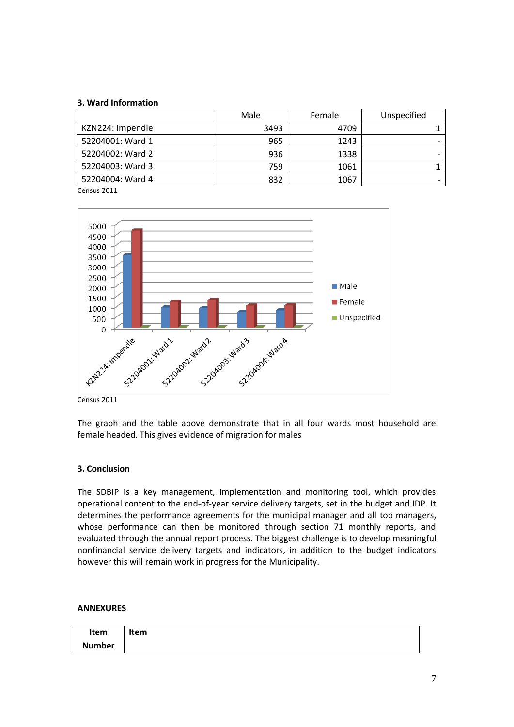**3. Ward Information**

| | Male | Female | Unspecified |
|---|---|---|---|
| KZN224: Impendle | 3493 | 4709 | 1 |
| 52204001: Ward 1 | 965 | 1243 | - |
| 52204002: Ward 2 | 936 | 1338 | - |
| 52204003: Ward 3 | 759 | 1061 | 1 |
| 52204004: Ward 4 | 832 | 1067 | - |

Census 2011

Census 2011

The graph and the table above demonstrate that in all four wards most household are female headed. This gives evidence of migration for males

**3. Conclusion**

The SDBIP is a key management, implementation and monitoring tool, which provides operational content to the end-of-year service delivery targets, set in the budget and IDP. It determines the performance agreements for the municipal manager and all top managers, whose performance can then be monitored through section 71 monthly reports, and evaluated through the annual report process. The biggest challenge is to develop meaningful nonfinancial service delivery targets and indicators, in addition to the budget indicators however this will remain work in progress for the Municipality.

**ANNEXURES**

| Item Number | Item |
|---|---|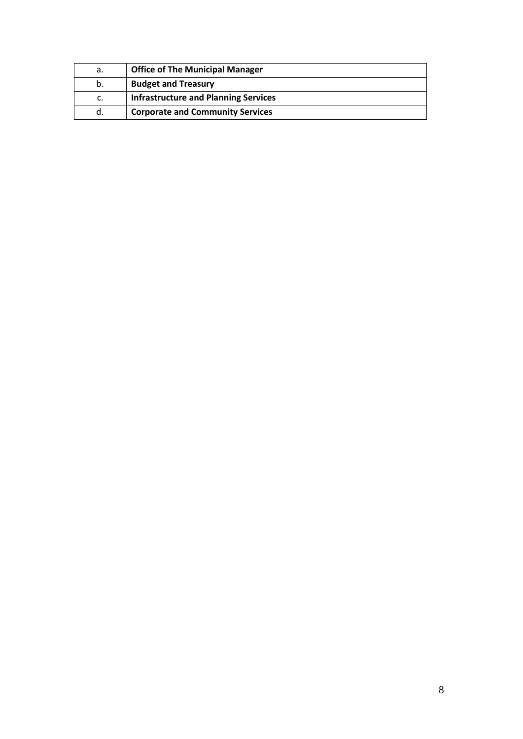| | |
|---|---|
| a. | **Office of The Municipal Manager** |
| b. | **Budget and Treasury** |
| c. | **Infrastructure and Planning Services** |
| d. | **Corporate and Community Services** |